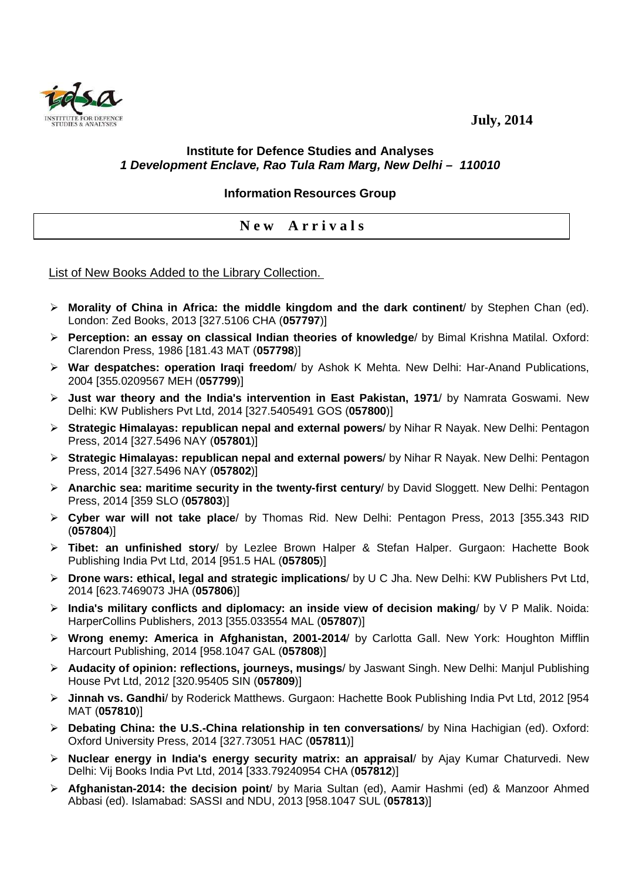**July, 2014**

**Institute for Defence Studies and Analyses**
***1 Development Enclave, Rao Tula Ram Marg, New Delhi – 110010***

**Information Resources Group**

## New Arrivals

List of New Books Added to the Library Collection.

- **Morality of China in Africa: the middle kingdom and the dark continent**/ by Stephen Chan (ed). London: Zed Books, 2013 [327.5106 CHA (**057797**)]
- **Perception: an essay on classical Indian theories of knowledge**/ by Bimal Krishna Matilal. Oxford: Clarendon Press, 1986 [181.43 MAT (**057798**)]
- **War despatches: operation Iraqi freedom**/ by Ashok K Mehta. New Delhi: Har-Anand Publications, 2004 [355.0209567 MEH (**057799**)]
- **Just war theory and the India's intervention in East Pakistan, 1971**/ by Namrata Goswami. New Delhi: KW Publishers Pvt Ltd, 2014 [327.5405491 GOS (**057800**)]
- **Strategic Himalayas: republican nepal and external powers**/ by Nihar R Nayak. New Delhi: Pentagon Press, 2014 [327.5496 NAY (**057801**)]
- **Strategic Himalayas: republican nepal and external powers**/ by Nihar R Nayak. New Delhi: Pentagon Press, 2014 [327.5496 NAY (**057802**)]
- **Anarchic sea: maritime security in the twenty-first century**/ by David Sloggett. New Delhi: Pentagon Press, 2014 [359 SLO (**057803**)]
- **Cyber war will not take place**/ by Thomas Rid. New Delhi: Pentagon Press, 2013 [355.343 RID (**057804**)]
- **Tibet: an unfinished story**/ by Lezlee Brown Halper & Stefan Halper. Gurgaon: Hachette Book Publishing India Pvt Ltd, 2014 [951.5 HAL (**057805**)]
- **Drone wars: ethical, legal and strategic implications**/ by U C Jha. New Delhi: KW Publishers Pvt Ltd, 2014 [623.7469073 JHA (**057806**)]
- **India's military conflicts and diplomacy: an inside view of decision making**/ by V P Malik. Noida: HarperCollins Publishers, 2013 [355.033554 MAL (**057807**)]
- **Wrong enemy: America in Afghanistan, 2001-2014**/ by Carlotta Gall. New York: Houghton Mifflin Harcourt Publishing, 2014 [958.1047 GAL (**057808**)]
- **Audacity of opinion: reflections, journeys, musings**/ by Jaswant Singh. New Delhi: Manjul Publishing House Pvt Ltd, 2012 [320.95405 SIN (**057809**)]
- **Jinnah vs. Gandhi**/ by Roderick Matthews. Gurgaon: Hachette Book Publishing India Pvt Ltd, 2012 [954 MAT (**057810**)]
- **Debating China: the U.S.-China relationship in ten conversations**/ by Nina Hachigian (ed). Oxford: Oxford University Press, 2014 [327.73051 HAC (**057811**)]
- **Nuclear energy in India's energy security matrix: an appraisal**/ by Ajay Kumar Chaturvedi. New Delhi: Vij Books India Pvt Ltd, 2014 [333.79240954 CHA (**057812**)]
- **Afghanistan-2014: the decision point**/ by Maria Sultan (ed), Aamir Hashmi (ed) & Manzoor Ahmed Abbasi (ed). Islamabad: SASSI and NDU, 2013 [958.1047 SUL (**057813**)]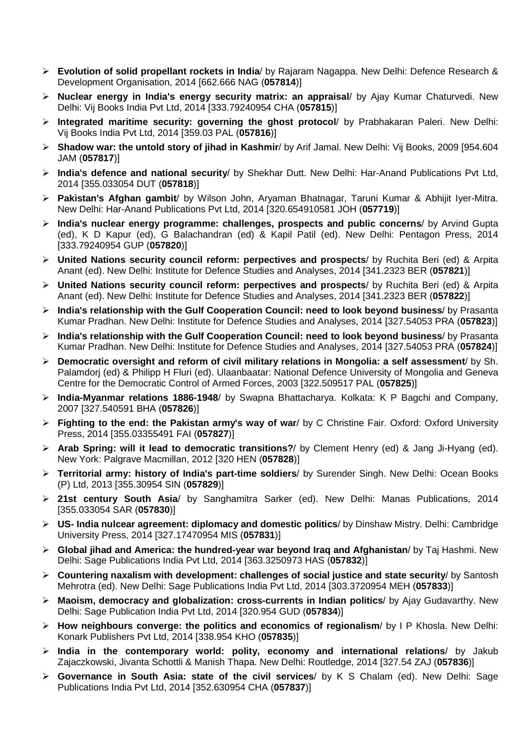- **Evolution of solid propellant rockets in India**/ by Rajaram Nagappa. New Delhi: Defence Research & Development Organisation, 2014 [662.666 NAG (**057814**)]
- **Nuclear energy in India's energy security matrix: an appraisal**/ by Ajay Kumar Chaturvedi. New Delhi: Vij Books India Pvt Ltd, 2014 [333.79240954 CHA (**057815**)]
- **Integrated maritime security: governing the ghost protocol**/ by Prabhakaran Paleri. New Delhi: Vij Books India Pvt Ltd, 2014 [359.03 PAL (**057816**)]
- **Shadow war: the untold story of jihad in Kashmir**/ by Arif Jamal. New Delhi: Vij Books, 2009 [954.604 JAM (**057817**)]
- **India's defence and national security**/ by Shekhar Dutt. New Delhi: Har-Anand Publications Pvt Ltd, 2014 [355.033054 DUT (**057818**)]
- **Pakistan's Afghan gambit**/ by Wilson John, Aryaman Bhatnagar, Taruni Kumar & Abhijit Iyer-Mitra. New Delhi: Har-Anand Publications Pvt Ltd, 2014 [320.654910581 JOH (**057719**)]
- **India's nuclear energy programme: challenges, prospects and public concerns**/ by Arvind Gupta (ed), K D Kapur (ed), G Balachandran (ed) & Kapil Patil (ed). New Delhi: Pentagon Press, 2014 [333.79240954 GUP (**057820**)]
- **United Nations security council reform: perpectives and prospects**/ by Ruchita Beri (ed) & Arpita Anant (ed). New Delhi: Institute for Defence Studies and Analyses, 2014 [341.2323 BER (**057821**)]
- **United Nations security council reform: perpectives and prospects**/ by Ruchita Beri (ed) & Arpita Anant (ed). New Delhi: Institute for Defence Studies and Analyses, 2014 [341.2323 BER (**057822**)]
- **India's relationship with the Gulf Cooperation Council: need to look beyond business**/ by Prasanta Kumar Pradhan. New Delhi: Institute for Defence Studies and Analyses, 2014 [327.54053 PRA (**057823**)]
- **India's relationship with the Gulf Cooperation Council: need to look beyond business**/ by Prasanta Kumar Pradhan. New Delhi: Institute for Defence Studies and Analyses, 2014 [327.54053 PRA (**057824**)]
- **Democratic oversight and reform of civil military relations in Mongolia: a self assessment**/ by Sh. Palamdorj (ed) & Philipp H Fluri (ed). Ulaanbaatar: National Defence University of Mongolia and Geneva Centre for the Democratic Control of Armed Forces, 2003 [322.509517 PAL (**057825**)]
- **India-Myanmar relations 1886-1948**/ by Swapna Bhattacharya. Kolkata: K P Bagchi and Company, 2007 [327.540591 BHA (**057826**)]
- **Fighting to the end: the Pakistan army's way of war**/ by C Christine Fair. Oxford: Oxford University Press, 2014 [355.03355491 FAI (**057827**)]
- **Arab Spring: will it lead to democratic transitions?**/ by Clement Henry (ed) & Jang Ji-Hyang (ed). New York: Palgrave Macmillan, 2012 [320 HEN (**057828**)]
- **Territorial army: history of India's part-time soldiers**/ by Surender Singh. New Delhi: Ocean Books (P) Ltd, 2013 [355.30954 SIN (**057829**)]
- **21st century South Asia**/ by Sanghamitra Sarker (ed). New Delhi: Manas Publications, 2014 [355.033054 SAR (**057830**)]
- **US- India nulcear agreement: diplomacy and domestic politics**/ by Dinshaw Mistry. Delhi: Cambridge University Press, 2014 [327.17470954 MIS (**057831**)]
- **Global jihad and America: the hundred-year war beyond Iraq and Afghanistan**/ by Taj Hashmi. New Delhi: Sage Publications India Pvt Ltd, 2014 [363.3250973 HAS (**057832**)]
- **Countering naxalism with development: challenges of social justice and state security**/ by Santosh Mehrotra (ed). New Delhi: Sage Publications India Pvt Ltd, 2014 [303.3720954 MEH (**057833**)]
- **Maoism, democracy and globalization: cross-currents in Indian politics**/ by Ajay Gudavarthy. New Delhi: Sage Publication India Pvt Ltd, 2014 [320.954 GUD (**057834**)]
- **How neighbours converge: the politics and economics of regionalism**/ by I P Khosla. New Delhi: Konark Publishers Pvt Ltd, 2014 [338.954 KHO (**057835**)]
- **India in the contemporary world: polity, economy and international relations**/ by Jakub Zajaczkowski, Jivanta Schottli & Manish Thapa. New Delhi: Routledge, 2014 [327.54 ZAJ (**057836**)]
- **Governance in South Asia: state of the civil services**/ by K S Chalam (ed). New Delhi: Sage Publications India Pvt Ltd, 2014 [352.630954 CHA (**057837**)]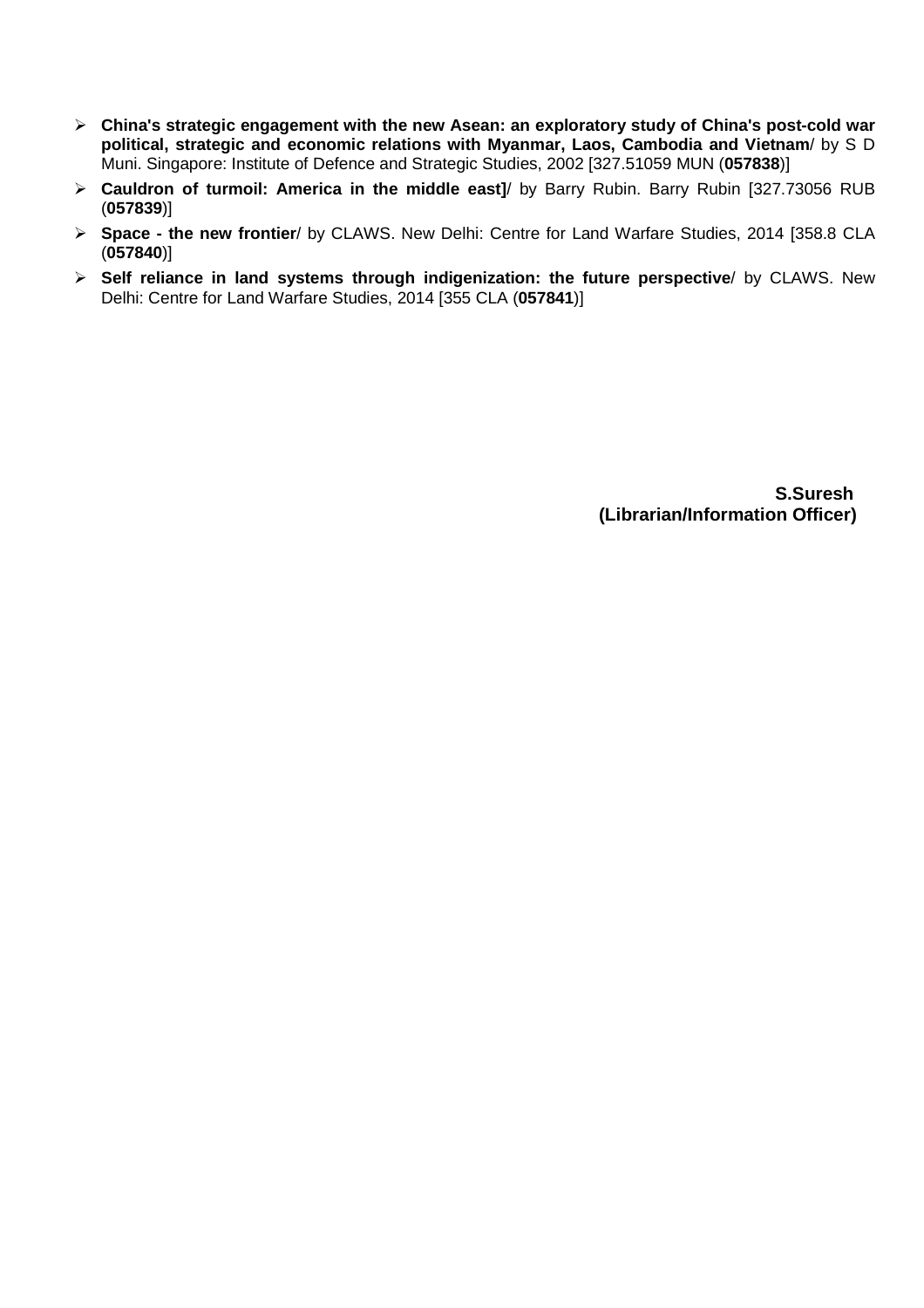- **China's strategic engagement with the new Asean: an exploratory study of China's post-cold war political, strategic and economic relations with Myanmar, Laos, Cambodia and Vietnam**/ by S D Muni. Singapore: Institute of Defence and Strategic Studies, 2002 [327.51059 MUN (**057838**)]
- **Cauldron of turmoil: America in the middle east]**/ by Barry Rubin. Barry Rubin [327.73056 RUB (**057839**)]
- **Space - the new frontier**/ by CLAWS. New Delhi: Centre for Land Warfare Studies, 2014 [358.8 CLA (**057840**)]
- **Self reliance in land systems through indigenization: the future perspective**/ by CLAWS. New Delhi: Centre for Land Warfare Studies, 2014 [355 CLA (**057841**)]

**S.Suresh**
**(Librarian/Information Officer)**